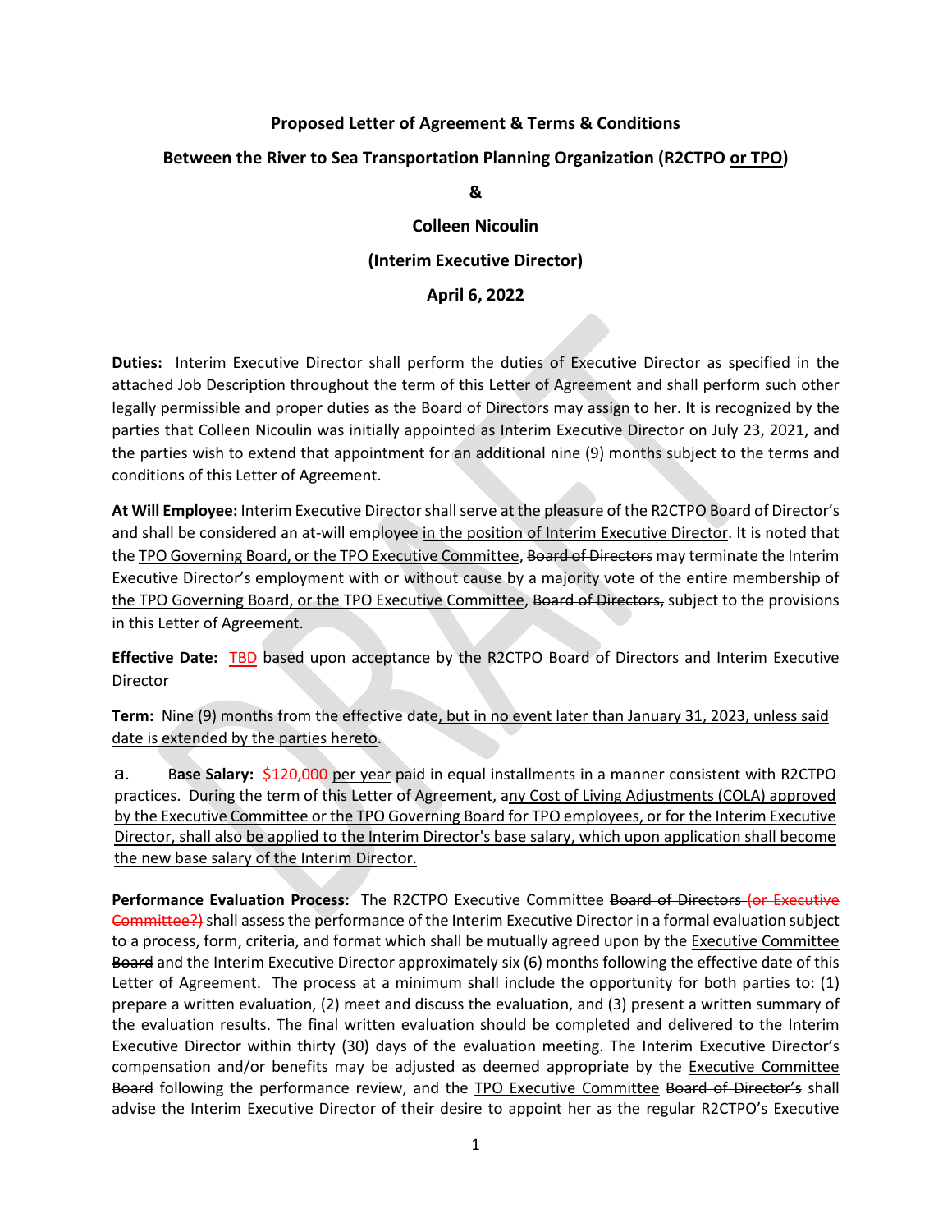**Proposed Letter of Agreement & Terms & Conditions**

**Between the River to Sea Transportation Planning Organization (R2CTPO or TPO)**

**&**

**Colleen Nicoulin**

**(Interim Executive Director)**

**April 6, 2022**

**Duties:** Interim Executive Director shall perform the duties of Executive Director as specified in the attached Job Description throughout the term of this Letter of Agreement and shall perform such other legally permissible and proper duties as the Board of Directors may assign to her. It is recognized by the parties that Colleen Nicoulin was initially appointed as Interim Executive Director on July 23, 2021, and the parties wish to extend that appointment for an additional nine (9) months subject to the terms and conditions of this Letter of Agreement.

**At Will Employee:** Interim Executive Director shall serve at the pleasure of the R2CTPO Board of Director's and shall be considered an at-will employee in the position of Interim Executive Director. It is noted that the TPO Governing Board, or the TPO Executive Committee, ~~Board of Directors~~ may terminate the Interim Executive Director's employment with or without cause by a majority vote of the entire membership of the TPO Governing Board, or the TPO Executive Committee, ~~Board of Directors,~~ subject to the provisions in this Letter of Agreement.

**Effective Date:** TBD based upon acceptance by the R2CTPO Board of Directors and Interim Executive Director

**Term:** Nine (9) months from the effective date, but in no event later than January 31, 2023, unless said date is extended by the parties hereto.

a. **Base Salary:** $120,000 per year paid in equal installments in a manner consistent with R2CTPO practices. During the term of this Letter of Agreement, any Cost of Living Adjustments (COLA) approved by the Executive Committee or the TPO Governing Board for TPO employees, or for the Interim Executive Director, shall also be applied to the Interim Director's base salary, which upon application shall become the new base salary of the Interim Director.

**Performance Evaluation Process:** The R2CTPO Executive Committee ~~Board of Directors (or Executive Committee?)~~ shall assess the performance of the Interim Executive Director in a formal evaluation subject to a process, form, criteria, and format which shall be mutually agreed upon by the Executive Committee ~~Board~~ and the Interim Executive Director approximately six (6) months following the effective date of this Letter of Agreement. The process at a minimum shall include the opportunity for both parties to: (1) prepare a written evaluation, (2) meet and discuss the evaluation, and (3) present a written summary of the evaluation results. The final written evaluation should be completed and delivered to the Interim Executive Director within thirty (30) days of the evaluation meeting. The Interim Executive Director's compensation and/or benefits may be adjusted as deemed appropriate by the Executive Committee ~~Board~~ following the performance review, and the TPO Executive Committee ~~Board of Director's~~ shall advise the Interim Executive Director of their desire to appoint her as the regular R2CTPO's Executive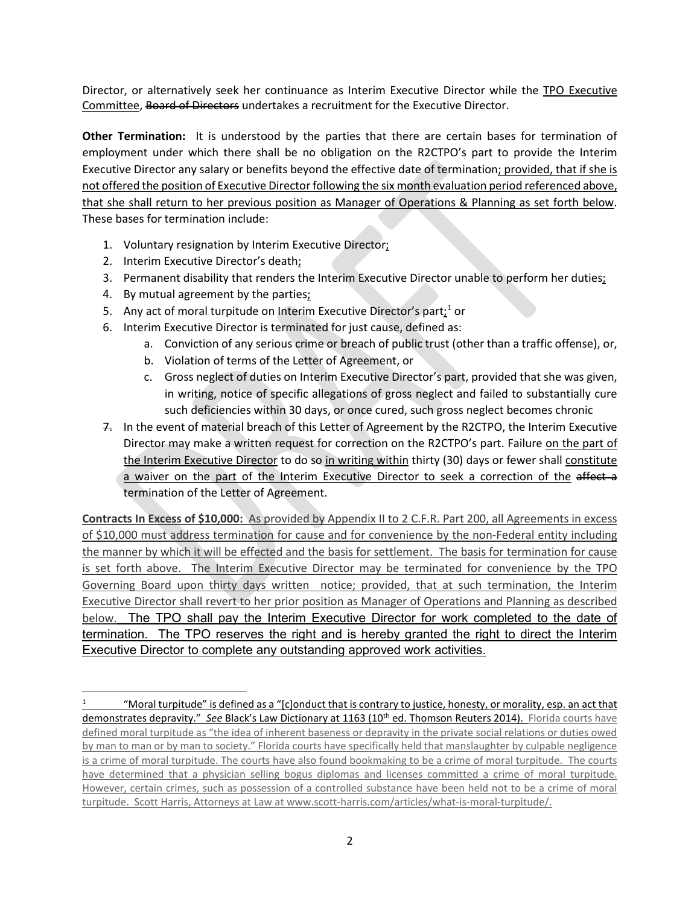Director, or alternatively seek her continuance as Interim Executive Director while the TPO Executive Committee, ~~Board of Directors~~ undertakes a recruitment for the Executive Director.

**Other Termination:** It is understood by the parties that there are certain bases for termination of employment under which there shall be no obligation on the R2CTPO's part to provide the Interim Executive Director any salary or benefits beyond the effective date of termination; provided, that if she is not offered the position of Executive Director following the six month evaluation period referenced above, that she shall return to her previous position as Manager of Operations & Planning as set forth below. These bases for termination include:

1. Voluntary resignation by Interim Executive Director;
2. Interim Executive Director's death;
3. Permanent disability that renders the Interim Executive Director unable to perform her duties;
4. By mutual agreement by the parties;
5. Any act of moral turpitude on Interim Executive Director's part;[1] or
6. Interim Executive Director is terminated for just cause, defined as:
   a. Conviction of any serious crime or breach of public trust (other than a traffic offense), or,
   b. Violation of terms of the Letter of Agreement, or
   c. Gross neglect of duties on Interim Executive Director's part, provided that she was given, in writing, notice of specific allegations of gross neglect and failed to substantially cure such deficiencies within 30 days, or once cured, such gross neglect becomes chronic

~~7.~~ In the event of material breach of this Letter of Agreement by the R2CTPO, the Interim Executive Director may make a written request for correction on the R2CTPO's part. Failure on the part of the Interim Executive Director to do so in writing within thirty (30) days or fewer shall constitute a waiver on the part of the Interim Executive Director to seek a correction of the ~~affect a~~ termination of the Letter of Agreement.

**Contracts In Excess of $10,000:** As provided by Appendix II to 2 C.F.R. Part 200, all Agreements in excess of $10,000 must address termination for cause and for convenience by the non-Federal entity including the manner by which it will be effected and the basis for settlement. The basis for termination for cause is set forth above. The Interim Executive Director may be terminated for convenience by the TPO Governing Board upon thirty days written notice; provided, that at such termination, the Interim Executive Director shall revert to her prior position as Manager of Operations and Planning as described below. The TPO shall pay the Interim Executive Director for work completed to the date of termination. The TPO reserves the right and is hereby granted the right to direct the Interim Executive Director to complete any outstanding approved work activities.

---

[1] "Moral turpitude" is defined as a "[c]onduct that is contrary to justice, honesty, or morality, esp. an act that demonstrates depravity." *See* Black's Law Dictionary at 1163 (10th ed. Thomson Reuters 2014). Florida courts have defined moral turpitude as "the idea of inherent baseness or depravity in the private social relations or duties owed by man to man or by man to society." Florida courts have specifically held that manslaughter by culpable negligence is a crime of moral turpitude. The courts have also found bookmaking to be a crime of moral turpitude. The courts have determined that a physician selling bogus diplomas and licenses committed a crime of moral turpitude. However, certain crimes, such as possession of a controlled substance have been held not to be a crime of moral turpitude. Scott Harris, Attorneys at Law at www.scott-harris.com/articles/what-is-moral-turpitude/.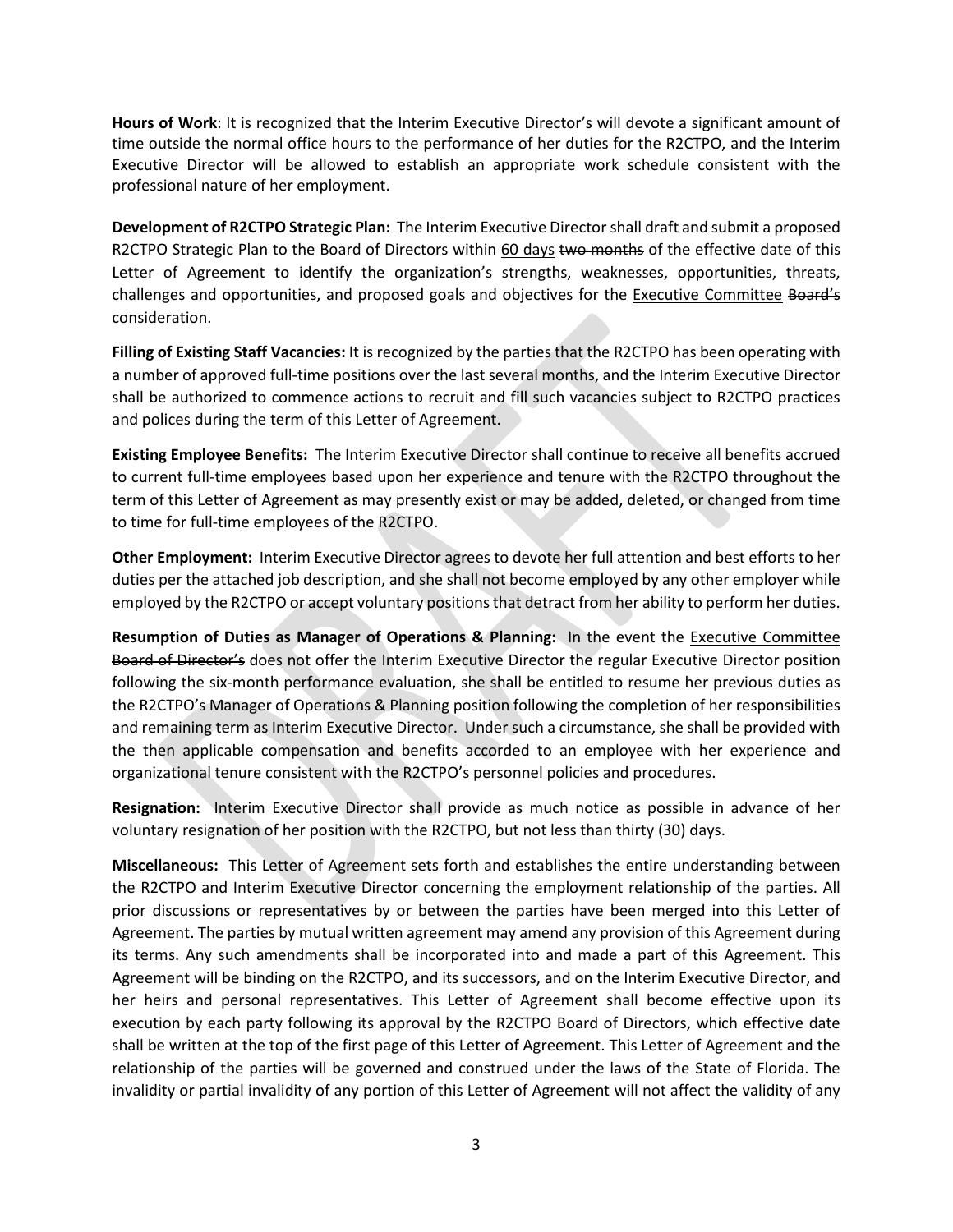**Hours of Work**: It is recognized that the Interim Executive Director's will devote a significant amount of time outside the normal office hours to the performance of her duties for the R2CTPO, and the Interim Executive Director will be allowed to establish an appropriate work schedule consistent with the professional nature of her employment.

**Development of R2CTPO Strategic Plan:** The Interim Executive Director shall draft and submit a proposed R2CTPO Strategic Plan to the Board of Directors within <u>60 days</u> ~~two months~~ of the effective date of this Letter of Agreement to identify the organization's strengths, weaknesses, opportunities, threats, challenges and opportunities, and proposed goals and objectives for the <u>Executive Committee</u> ~~Board's~~ consideration.

**Filling of Existing Staff Vacancies:** It is recognized by the parties that the R2CTPO has been operating with a number of approved full-time positions over the last several months, and the Interim Executive Director shall be authorized to commence actions to recruit and fill such vacancies subject to R2CTPO practices and polices during the term of this Letter of Agreement.

**Existing Employee Benefits:** The Interim Executive Director shall continue to receive all benefits accrued to current full-time employees based upon her experience and tenure with the R2CTPO throughout the term of this Letter of Agreement as may presently exist or may be added, deleted, or changed from time to time for full-time employees of the R2CTPO.

**Other Employment:** Interim Executive Director agrees to devote her full attention and best efforts to her duties per the attached job description, and she shall not become employed by any other employer while employed by the R2CTPO or accept voluntary positions that detract from her ability to perform her duties.

**Resumption of Duties as Manager of Operations & Planning:** In the event the <u>Executive Committee</u> ~~Board of Director's~~ does not offer the Interim Executive Director the regular Executive Director position following the six-month performance evaluation, she shall be entitled to resume her previous duties as the R2CTPO's Manager of Operations & Planning position following the completion of her responsibilities and remaining term as Interim Executive Director. Under such a circumstance, she shall be provided with the then applicable compensation and benefits accorded to an employee with her experience and organizational tenure consistent with the R2CTPO's personnel policies and procedures.

**Resignation:** Interim Executive Director shall provide as much notice as possible in advance of her voluntary resignation of her position with the R2CTPO, but not less than thirty (30) days.

**Miscellaneous:** This Letter of Agreement sets forth and establishes the entire understanding between the R2CTPO and Interim Executive Director concerning the employment relationship of the parties. All prior discussions or representatives by or between the parties have been merged into this Letter of Agreement. The parties by mutual written agreement may amend any provision of this Agreement during its terms. Any such amendments shall be incorporated into and made a part of this Agreement. This Agreement will be binding on the R2CTPO, and its successors, and on the Interim Executive Director, and her heirs and personal representatives. This Letter of Agreement shall become effective upon its execution by each party following its approval by the R2CTPO Board of Directors, which effective date shall be written at the top of the first page of this Letter of Agreement. This Letter of Agreement and the relationship of the parties will be governed and construed under the laws of the State of Florida. The invalidity or partial invalidity of any portion of this Letter of Agreement will not affect the validity of any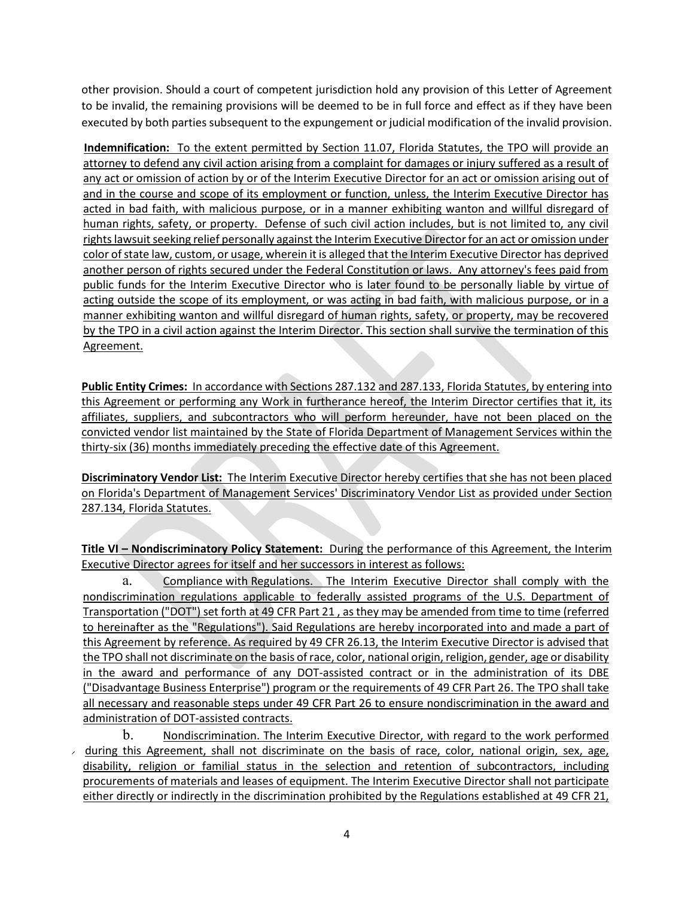other provision. Should a court of competent jurisdiction hold any provision of this Letter of Agreement to be invalid, the remaining provisions will be deemed to be in full force and effect as if they have been executed by both parties subsequent to the expungement or judicial modification of the invalid provision.

**Indemnification:** To the extent permitted by Section 11.07, Florida Statutes, the TPO will provide an attorney to defend any civil action arising from a complaint for damages or injury suffered as a result of any act or omission of action by or of the Interim Executive Director for an act or omission arising out of and in the course and scope of its employment or function, unless, the Interim Executive Director has acted in bad faith, with malicious purpose, or in a manner exhibiting wanton and willful disregard of human rights, safety, or property. Defense of such civil action includes, but is not limited to, any civil rights lawsuit seeking relief personally against the Interim Executive Director for an act or omission under color of state law, custom, or usage, wherein it is alleged that the Interim Executive Director has deprived another person of rights secured under the Federal Constitution or laws. Any attorney's fees paid from public funds for the Interim Executive Director who is later found to be personally liable by virtue of acting outside the scope of its employment, or was acting in bad faith, with malicious purpose, or in a manner exhibiting wanton and willful disregard of human rights, safety, or property, may be recovered by the TPO in a civil action against the Interim Director. This section shall survive the termination of this Agreement.

**Public Entity Crimes:** In accordance with Sections 287.132 and 287.133, Florida Statutes, by entering into this Agreement or performing any Work in furtherance hereof, the Interim Director certifies that it, its affiliates, suppliers, and subcontractors who will perform hereunder, have not been placed on the convicted vendor list maintained by the State of Florida Department of Management Services within the thirty-six (36) months immediately preceding the effective date of this Agreement.

**Discriminatory Vendor List:** The Interim Executive Director hereby certifies that she has not been placed on Florida's Department of Management Services' Discriminatory Vendor List as provided under Section 287.134, Florida Statutes.

**Title VI – Nondiscriminatory Policy Statement:** During the performance of this Agreement, the Interim Executive Director agrees for itself and her successors in interest as follows:

a. Compliance with Regulations. The Interim Executive Director shall comply with the nondiscrimination regulations applicable to federally assisted programs of the U.S. Department of Transportation ("DOT") set forth at 49 CFR Part 21 , as they may be amended from time to time (referred to hereinafter as the "Regulations"). Said Regulations are hereby incorporated into and made a part of this Agreement by reference. As required by 49 CFR 26.13, the Interim Executive Director is advised that the TPO shall not discriminate on the basis of race, color, national origin, religion, gender, age or disability in the award and performance of any DOT-assisted contract or in the administration of its DBE ("Disadvantage Business Enterprise") program or the requirements of 49 CFR Part 26. The TPO shall take all necessary and reasonable steps under 49 CFR Part 26 to ensure nondiscrimination in the award and administration of DOT-assisted contracts.

b. Nondiscrimination. The Interim Executive Director, with regard to the work performed during this Agreement, shall not discriminate on the basis of race, color, national origin, sex, age, disability, religion or familial status in the selection and retention of subcontractors, including procurements of materials and leases of equipment. The Interim Executive Director shall not participate either directly or indirectly in the discrimination prohibited by the Regulations established at 49 CFR 21,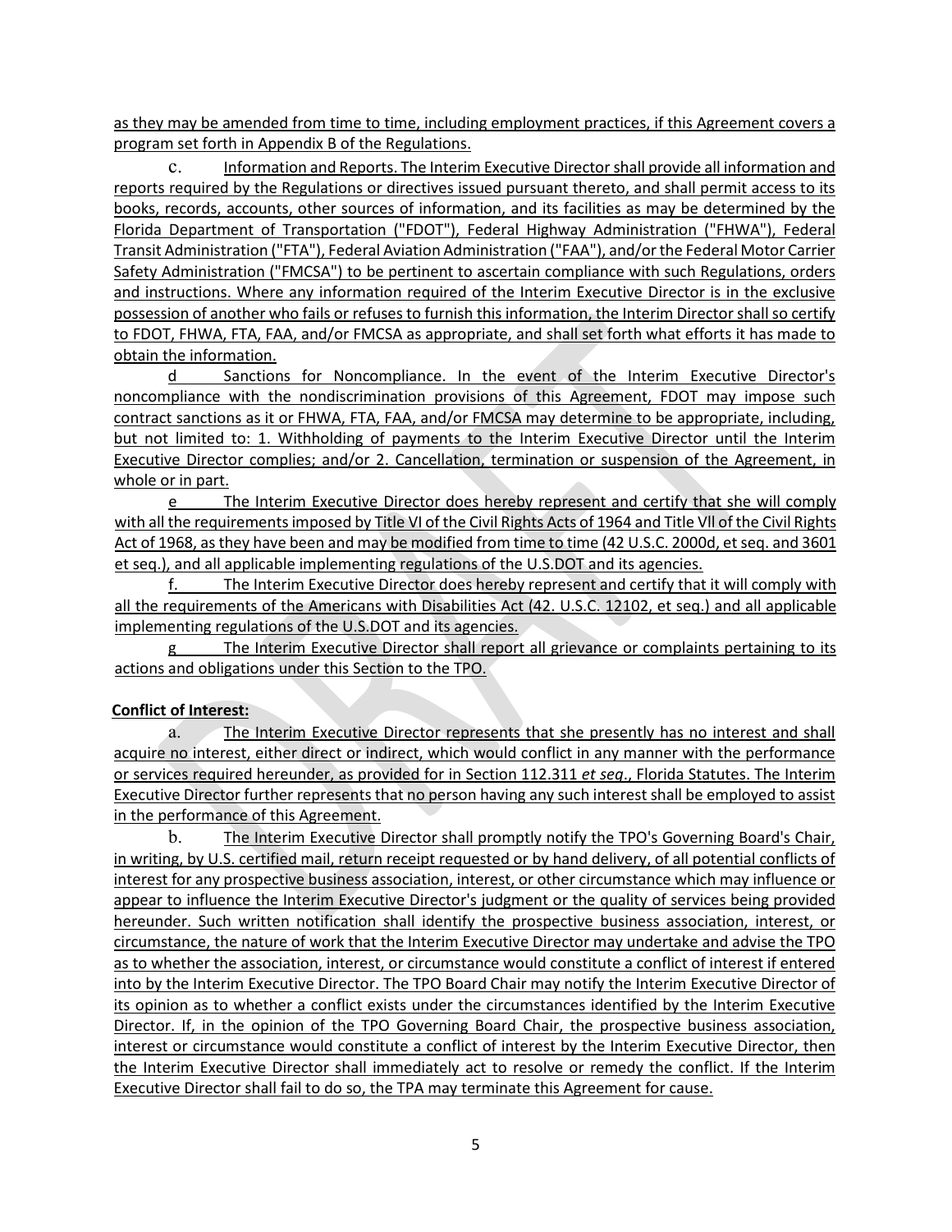as they may be amended from time to time, including employment practices, if this Agreement covers a program set forth in Appendix B of the Regulations.

c. Information and Reports. The Interim Executive Director shall provide all information and reports required by the Regulations or directives issued pursuant thereto, and shall permit access to its books, records, accounts, other sources of information, and its facilities as may be determined by the Florida Department of Transportation ("FDOT"), Federal Highway Administration ("FHWA"), Federal Transit Administration ("FTA"), Federal Aviation Administration ("FAA"), and/or the Federal Motor Carrier Safety Administration ("FMCSA") to be pertinent to ascertain compliance with such Regulations, orders and instructions. Where any information required of the Interim Executive Director is in the exclusive possession of another who fails or refuses to furnish this information, the Interim Director shall so certify to FDOT, FHWA, FTA, FAA, and/or FMCSA as appropriate, and shall set forth what efforts it has made to obtain the information.

d Sanctions for Noncompliance. In the event of the Interim Executive Director's noncompliance with the nondiscrimination provisions of this Agreement, FDOT may impose such contract sanctions as it or FHWA, FTA, FAA, and/or FMCSA may determine to be appropriate, including, but not limited to: 1. Withholding of payments to the Interim Executive Director until the Interim Executive Director complies; and/or 2. Cancellation, termination or suspension of the Agreement, in whole or in part.

e The Interim Executive Director does hereby represent and certify that she will comply with all the requirements imposed by Title VI of the Civil Rights Acts of 1964 and Title Vll of the Civil Rights Act of 1968, as they have been and may be modified from time to time (42 U.S.C. 2000d, et seq. and 3601 et seq.), and all applicable implementing regulations of the U.S.DOT and its agencies.

f. The Interim Executive Director does hereby represent and certify that it will comply with all the requirements of the Americans with Disabilities Act (42. U.S.C. 12102, et seq.) and all applicable implementing regulations of the U.S.DOT and its agencies.

g The Interim Executive Director shall report all grievance or complaints pertaining to its actions and obligations under this Section to the TPO.

**Conflict of Interest:**

a. The Interim Executive Director represents that she presently has no interest and shall acquire no interest, either direct or indirect, which would conflict in any manner with the performance or services required hereunder, as provided for in Section 112.311 *et seq*., Florida Statutes. The Interim Executive Director further represents that no person having any such interest shall be employed to assist in the performance of this Agreement.

b. The Interim Executive Director shall promptly notify the TPO's Governing Board's Chair, in writing, by U.S. certified mail, return receipt requested or by hand delivery, of all potential conflicts of interest for any prospective business association, interest, or other circumstance which may influence or appear to influence the Interim Executive Director's judgment or the quality of services being provided hereunder. Such written notification shall identify the prospective business association, interest, or circumstance, the nature of work that the Interim Executive Director may undertake and advise the TPO as to whether the association, interest, or circumstance would constitute a conflict of interest if entered into by the Interim Executive Director. The TPO Board Chair may notify the Interim Executive Director of its opinion as to whether a conflict exists under the circumstances identified by the Interim Executive Director. If, in the opinion of the TPO Governing Board Chair, the prospective business association, interest or circumstance would constitute a conflict of interest by the Interim Executive Director, then the Interim Executive Director shall immediately act to resolve or remedy the conflict. If the Interim Executive Director shall fail to do so, the TPA may terminate this Agreement for cause.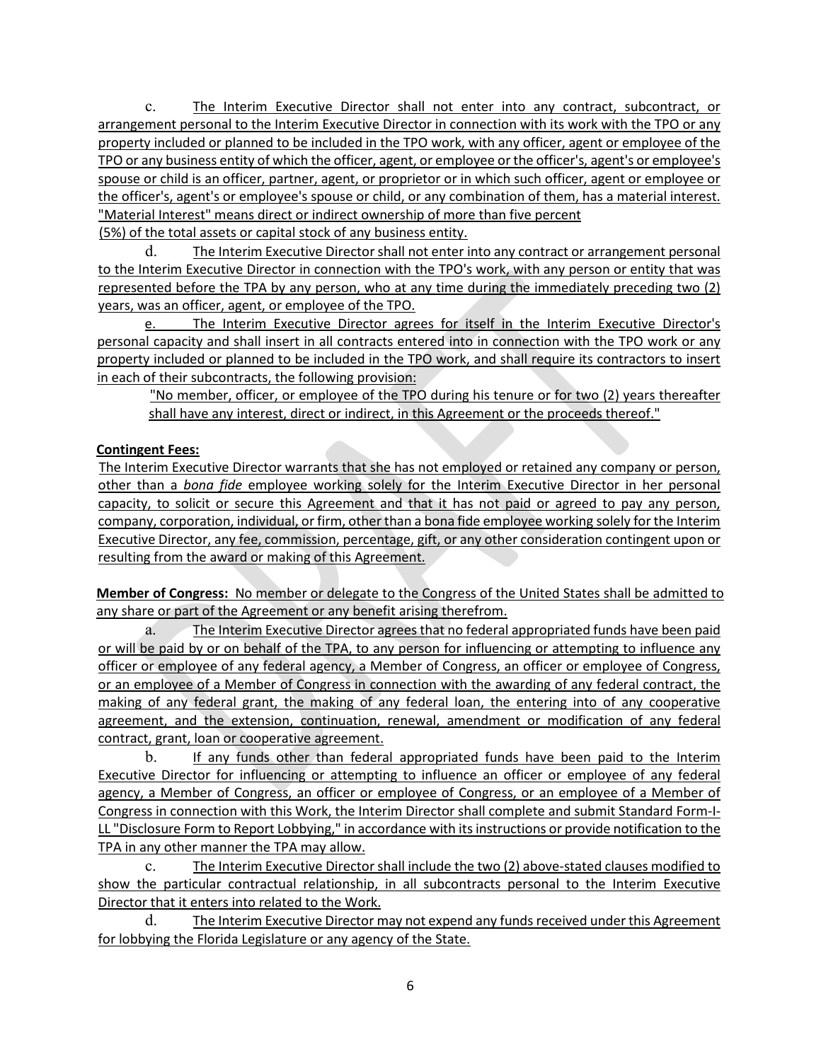c. The Interim Executive Director shall not enter into any contract, subcontract, or arrangement personal to the Interim Executive Director in connection with its work with the TPO or any property included or planned to be included in the TPO work, with any officer, agent or employee of the TPO or any business entity of which the officer, agent, or employee or the officer's, agent's or employee's spouse or child is an officer, partner, agent, or proprietor or in which such officer, agent or employee or the officer's, agent's or employee's spouse or child, or any combination of them, has a material interest. "Material Interest" means direct or indirect ownership of more than five percent (5%) of the total assets or capital stock of any business entity.

d. The Interim Executive Director shall not enter into any contract or arrangement personal to the Interim Executive Director in connection with the TPO's work, with any person or entity that was represented before the TPA by any person, who at any time during the immediately preceding two (2) years, was an officer, agent, or employee of the TPO.

e. The Interim Executive Director agrees for itself in the Interim Executive Director's personal capacity and shall insert in all contracts entered into in connection with the TPO work or any property included or planned to be included in the TPO work, and shall require its contractors to insert in each of their subcontracts, the following provision:

> "No member, officer, or employee of the TPO during his tenure or for two (2) years thereafter shall have any interest, direct or indirect, in this Agreement or the proceeds thereof."

**Contingent Fees:**

The Interim Executive Director warrants that she has not employed or retained any company or person, other than a *bona fide* employee working solely for the Interim Executive Director in her personal capacity, to solicit or secure this Agreement and that it has not paid or agreed to pay any person, company, corporation, individual, or firm, other than a bona fide employee working solely for the Interim Executive Director, any fee, commission, percentage, gift, or any other consideration contingent upon or resulting from the award or making of this Agreement.

**Member of Congress:** No member or delegate to the Congress of the United States shall be admitted to any share or part of the Agreement or any benefit arising therefrom.

a. The Interim Executive Director agrees that no federal appropriated funds have been paid or will be paid by or on behalf of the TPA, to any person for influencing or attempting to influence any officer or employee of any federal agency, a Member of Congress, an officer or employee of Congress, or an employee of a Member of Congress in connection with the awarding of any federal contract, the making of any federal grant, the making of any federal loan, the entering into of any cooperative agreement, and the extension, continuation, renewal, amendment or modification of any federal contract, grant, loan or cooperative agreement.

b. If any funds other than federal appropriated funds have been paid to the Interim Executive Director for influencing or attempting to influence an officer or employee of any federal agency, a Member of Congress, an officer or employee of Congress, or an employee of a Member of Congress in connection with this Work, the Interim Director shall complete and submit Standard Form-I-LL "Disclosure Form to Report Lobbying," in accordance with its instructions or provide notification to the TPA in any other manner the TPA may allow.

c. The Interim Executive Director shall include the two (2) above-stated clauses modified to show the particular contractual relationship, in all subcontracts personal to the Interim Executive Director that it enters into related to the Work.

d. The Interim Executive Director may not expend any funds received under this Agreement for lobbying the Florida Legislature or any agency of the State.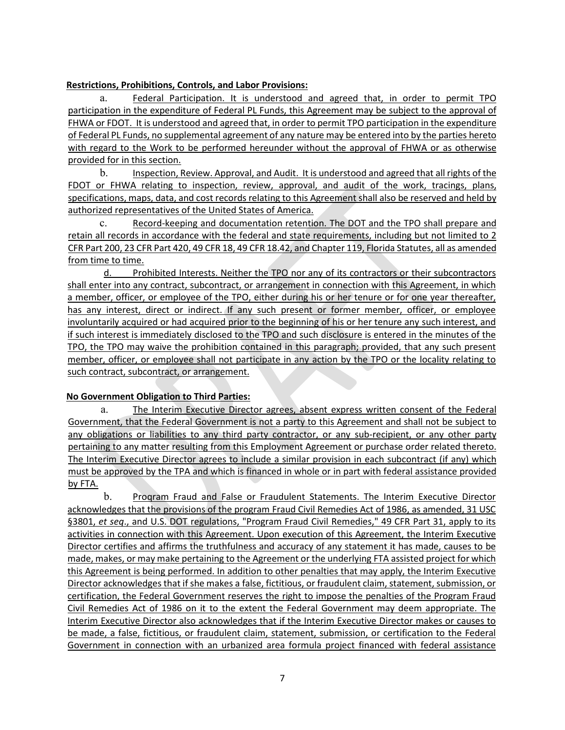**Restrictions, Prohibitions, Controls, and Labor Provisions:**

a. Federal Participation. It is understood and agreed that, in order to permit TPO participation in the expenditure of Federal PL Funds, this Agreement may be subject to the approval of FHWA or FDOT. It is understood and agreed that, in order to permit TPO participation in the expenditure of Federal PL Funds, no supplemental agreement of any nature may be entered into by the parties hereto with regard to the Work to be performed hereunder without the approval of FHWA or as otherwise provided for in this section.

b. Inspection, Review. Approval, and Audit. It is understood and agreed that all rights of the FDOT or FHWA relating to inspection, review, approval, and audit of the work, tracings, plans, specifications, maps, data, and cost records relating to this Agreement shall also be reserved and held by authorized representatives of the United States of America.

c. Record-keeping and documentation retention. The DOT and the TPO shall prepare and retain all records in accordance with the federal and state requirements, including but not limited to 2 CFR Part 200, 23 CFR Part 420, 49 CFR 18, 49 CFR 18.42, and Chapter 119, Florida Statutes, all as amended from time to time.

d. Prohibited Interests. Neither the TPO nor any of its contractors or their subcontractors shall enter into any contract, subcontract, or arrangement in connection with this Agreement, in which a member, officer, or employee of the TPO, either during his or her tenure or for one year thereafter, has any interest, direct or indirect. If any such present or former member, officer, or employee involuntarily acquired or had acquired prior to the beginning of his or her tenure any such interest, and if such interest is immediately disclosed to the TPO and such disclosure is entered in the minutes of the TPO, the TPO may waive the prohibition contained in this paragraph; provided, that any such present member, officer, or employee shall not participate in any action by the TPO or the locality relating to such contract, subcontract, or arrangement.

**No Government Obligation to Third Parties:**

a. The Interim Executive Director agrees, absent express written consent of the Federal Government, that the Federal Government is not a party to this Agreement and shall not be subject to any obligations or liabilities to any third party contractor, or any sub-recipient, or any other party pertaining to any matter resulting from this Employment Agreement or purchase order related thereto. The Interim Executive Director agrees to include a similar provision in each subcontract (if any) which must be approved by the TPA and which is financed in whole or in part with federal assistance provided by FTA.

b. Program Fraud and False or Fraudulent Statements. The Interim Executive Director acknowledges that the provisions of the program Fraud Civil Remedies Act of 1986, as amended, 31 USC §3801, *et seq*., and U.S. DOT regulations, "Program Fraud Civil Remedies," 49 CFR Part 31, apply to its activities in connection with this Agreement. Upon execution of this Agreement, the Interim Executive Director certifies and affirms the truthfulness and accuracy of any statement it has made, causes to be made, makes, or may make pertaining to the Agreement or the underlying FTA assisted project for which this Agreement is being performed. In addition to other penalties that may apply, the Interim Executive Director acknowledges that if she makes a false, fictitious, or fraudulent claim, statement, submission, or certification, the Federal Government reserves the right to impose the penalties of the Program Fraud Civil Remedies Act of 1986 on it to the extent the Federal Government may deem appropriate. The Interim Executive Director also acknowledges that if the Interim Executive Director makes or causes to be made, a false, fictitious, or fraudulent claim, statement, submission, or certification to the Federal Government in connection with an urbanized area formula project financed with federal assistance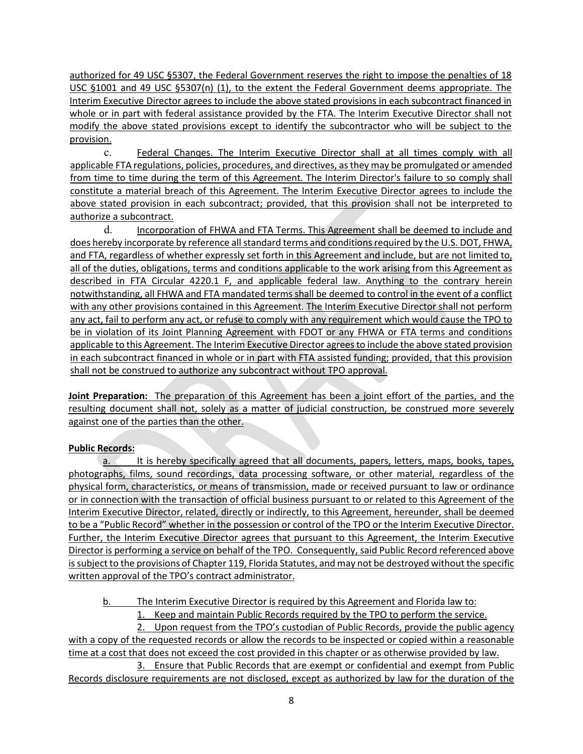authorized for 49 USC §5307, the Federal Government reserves the right to impose the penalties of 18 USC §1001 and 49 USC §5307(n) (1), to the extent the Federal Government deems appropriate. The Interim Executive Director agrees to include the above stated provisions in each subcontract financed in whole or in part with federal assistance provided by the FTA. The Interim Executive Director shall not modify the above stated provisions except to identify the subcontractor who will be subject to the provision.

c. Federal Changes. The Interim Executive Director shall at all times comply with all applicable FTA regulations, policies, procedures, and directives, as they may be promulgated or amended from time to time during the term of this Agreement. The Interim Director's failure to so comply shall constitute a material breach of this Agreement. The Interim Executive Director agrees to include the above stated provision in each subcontract; provided, that this provision shall not be interpreted to authorize a subcontract.

d. Incorporation of FHWA and FTA Terms. This Agreement shall be deemed to include and does hereby incorporate by reference all standard terms and conditions required by the U.S. DOT, FHWA, and FTA, regardless of whether expressly set forth in this Agreement and include, but are not limited to, all of the duties, obligations, terms and conditions applicable to the work arising from this Agreement as described in FTA Circular 4220.1 F, and applicable federal law. Anything to the contrary herein notwithstanding, all FHWA and FTA mandated terms shall be deemed to control in the event of a conflict with any other provisions contained in this Agreement. The Interim Executive Director shall not perform any act, fail to perform any act, or refuse to comply with any requirement which would cause the TPO to be in violation of its Joint Planning Agreement with FDOT or any FHWA or FTA terms and conditions applicable to this Agreement. The Interim Executive Director agrees to include the above stated provision in each subcontract financed in whole or in part with FTA assisted funding; provided, that this provision shall not be construed to authorize any subcontract without TPO approval.

**Joint Preparation:** The preparation of this Agreement has been a joint effort of the parties, and the resulting document shall not, solely as a matter of judicial construction, be construed more severely against one of the parties than the other.

**Public Records:**

a. It is hereby specifically agreed that all documents, papers, letters, maps, books, tapes, photographs, films, sound recordings, data processing software, or other material, regardless of the physical form, characteristics, or means of transmission, made or received pursuant to law or ordinance or in connection with the transaction of official business pursuant to or related to this Agreement of the Interim Executive Director, related, directly or indirectly, to this Agreement, hereunder, shall be deemed to be a "Public Record" whether in the possession or control of the TPO or the Interim Executive Director. Further, the Interim Executive Director agrees that pursuant to this Agreement, the Interim Executive Director is performing a service on behalf of the TPO. Consequently, said Public Record referenced above is subject to the provisions of Chapter 119, Florida Statutes, and may not be destroyed without the specific written approval of the TPO's contract administrator.

b. The Interim Executive Director is required by this Agreement and Florida law to:

1. Keep and maintain Public Records required by the TPO to perform the service.
2. Upon request from the TPO's custodian of Public Records, provide the public agency with a copy of the requested records or allow the records to be inspected or copied within a reasonable time at a cost that does not exceed the cost provided in this chapter or as otherwise provided by law.
3. Ensure that Public Records that are exempt or confidential and exempt from Public Records disclosure requirements are not disclosed, except as authorized by law for the duration of the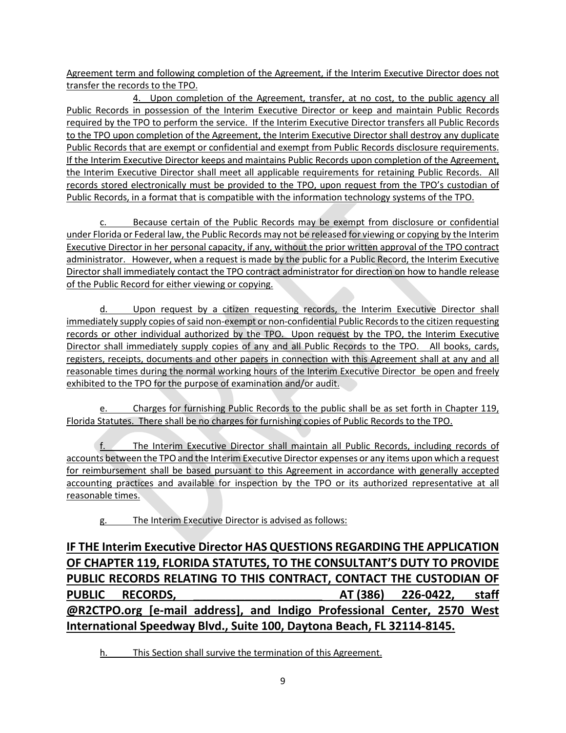Agreement term and following completion of the Agreement, if the Interim Executive Director does not transfer the records to the TPO.

4. Upon completion of the Agreement, transfer, at no cost, to the public agency all Public Records in possession of the Interim Executive Director or keep and maintain Public Records required by the TPO to perform the service. If the Interim Executive Director transfers all Public Records to the TPO upon completion of the Agreement, the Interim Executive Director shall destroy any duplicate Public Records that are exempt or confidential and exempt from Public Records disclosure requirements. If the Interim Executive Director keeps and maintains Public Records upon completion of the Agreement, the Interim Executive Director shall meet all applicable requirements for retaining Public Records. All records stored electronically must be provided to the TPO, upon request from the TPO's custodian of Public Records, in a format that is compatible with the information technology systems of the TPO.

c. Because certain of the Public Records may be exempt from disclosure or confidential under Florida or Federal law, the Public Records may not be released for viewing or copying by the Interim Executive Director in her personal capacity, if any, without the prior written approval of the TPO contract administrator. However, when a request is made by the public for a Public Record, the Interim Executive Director shall immediately contact the TPO contract administrator for direction on how to handle release of the Public Record for either viewing or copying.

d. Upon request by a citizen requesting records, the Interim Executive Director shall immediately supply copies of said non-exempt or non-confidential Public Records to the citizen requesting records or other individual authorized by the TPO. Upon request by the TPO, the Interim Executive Director shall immediately supply copies of any and all Public Records to the TPO. All books, cards, registers, receipts, documents and other papers in connection with this Agreement shall at any and all reasonable times during the normal working hours of the Interim Executive Director be open and freely exhibited to the TPO for the purpose of examination and/or audit.

e. Charges for furnishing Public Records to the public shall be as set forth in Chapter 119, Florida Statutes. There shall be no charges for furnishing copies of Public Records to the TPO.

f. The Interim Executive Director shall maintain all Public Records, including records of accounts between the TPO and the Interim Executive Director expenses or any items upon which a request for reimbursement shall be based pursuant to this Agreement in accordance with generally accepted accounting practices and available for inspection by the TPO or its authorized representative at all reasonable times.

g. The Interim Executive Director is advised as follows:

**IF THE Interim Executive Director HAS QUESTIONS REGARDING THE APPLICATION OF CHAPTER 119, FLORIDA STATUTES, TO THE CONSULTANT'S DUTY TO PROVIDE PUBLIC RECORDS RELATING TO THIS CONTRACT, CONTACT THE CUSTODIAN OF PUBLIC RECORDS, _____________________ AT (386) 226-0422, staff @R2CTPO.org [e-mail address], and Indigo Professional Center, 2570 West International Speedway Blvd., Suite 100, Daytona Beach, FL 32114-8145.**

h. This Section shall survive the termination of this Agreement.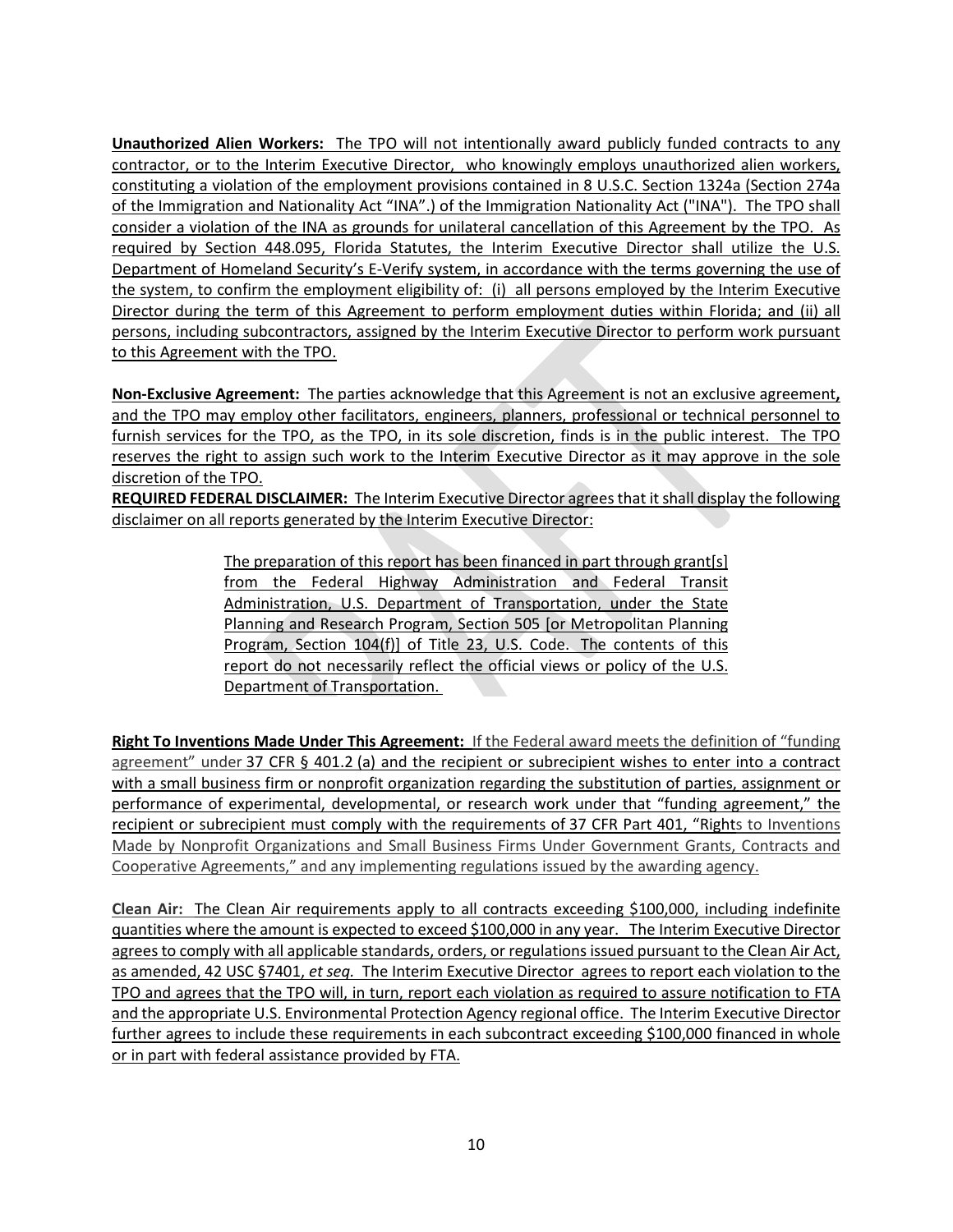**Unauthorized Alien Workers:** The TPO will not intentionally award publicly funded contracts to any contractor, or to the Interim Executive Director, who knowingly employs unauthorized alien workers, constituting a violation of the employment provisions contained in 8 U.S.C. Section 1324a (Section 274a of the Immigration and Nationality Act "INA".) of the Immigration Nationality Act ("INA"). The TPO shall consider a violation of the INA as grounds for unilateral cancellation of this Agreement by the TPO. As required by Section 448.095, Florida Statutes, the Interim Executive Director shall utilize the U.S. Department of Homeland Security's E-Verify system, in accordance with the terms governing the use of the system, to confirm the employment eligibility of: (i) all persons employed by the Interim Executive Director during the term of this Agreement to perform employment duties within Florida; and (ii) all persons, including subcontractors, assigned by the Interim Executive Director to perform work pursuant to this Agreement with the TPO.

**Non-Exclusive Agreement:** The parties acknowledge that this Agreement is not an exclusive agreement**,** and the TPO may employ other facilitators, engineers, planners, professional or technical personnel to furnish services for the TPO, as the TPO, in its sole discretion, finds is in the public interest. The TPO reserves the right to assign such work to the Interim Executive Director as it may approve in the sole discretion of the TPO.

**REQUIRED FEDERAL DISCLAIMER:** The Interim Executive Director agrees that it shall display the following disclaimer on all reports generated by the Interim Executive Director:

> The preparation of this report has been financed in part through grant[s] from the Federal Highway Administration and Federal Transit Administration, U.S. Department of Transportation, under the State Planning and Research Program, Section 505 [or Metropolitan Planning Program, Section 104(f)] of Title 23, U.S. Code. The contents of this report do not necessarily reflect the official views or policy of the U.S. Department of Transportation.

**Right To Inventions Made Under This Agreement:** If the Federal award meets the definition of "funding agreement" under 37 CFR § 401.2 (a) and the recipient or subrecipient wishes to enter into a contract with a small business firm or nonprofit organization regarding the substitution of parties, assignment or performance of experimental, developmental, or research work under that "funding agreement," the recipient or subrecipient must comply with the requirements of 37 CFR Part 401, "Rights to Inventions Made by Nonprofit Organizations and Small Business Firms Under Government Grants, Contracts and Cooperative Agreements," and any implementing regulations issued by the awarding agency.

**Clean Air:** The Clean Air requirements apply to all contracts exceeding $100,000, including indefinite quantities where the amount is expected to exceed $100,000 in any year. The Interim Executive Director agrees to comply with all applicable standards, orders, or regulations issued pursuant to the Clean Air Act, as amended, 42 USC §7401, *et seq.* The Interim Executive Director agrees to report each violation to the TPO and agrees that the TPO will, in turn, report each violation as required to assure notification to FTA and the appropriate U.S. Environmental Protection Agency regional office. The Interim Executive Director further agrees to include these requirements in each subcontract exceeding $100,000 financed in whole or in part with federal assistance provided by FTA.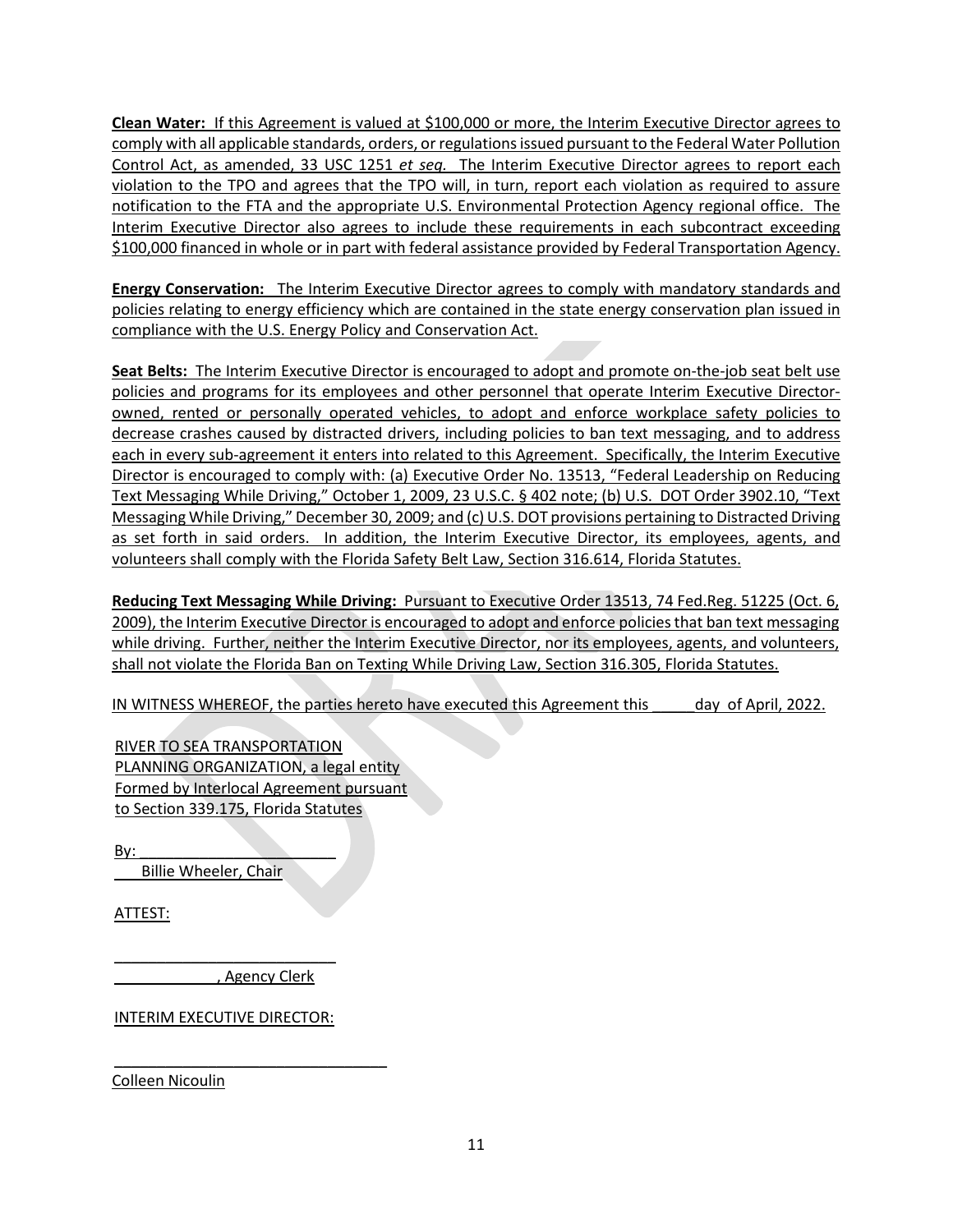**Clean Water:** If this Agreement is valued at $100,000 or more, the Interim Executive Director agrees to comply with all applicable standards, orders, or regulations issued pursuant to the Federal Water Pollution Control Act, as amended, 33 USC 1251 *et seq.* The Interim Executive Director agrees to report each violation to the TPO and agrees that the TPO will, in turn, report each violation as required to assure notification to the FTA and the appropriate U.S. Environmental Protection Agency regional office. The Interim Executive Director also agrees to include these requirements in each subcontract exceeding $100,000 financed in whole or in part with federal assistance provided by Federal Transportation Agency.

**Energy Conservation:** The Interim Executive Director agrees to comply with mandatory standards and policies relating to energy efficiency which are contained in the state energy conservation plan issued in compliance with the U.S. Energy Policy and Conservation Act.

**Seat Belts:** The Interim Executive Director is encouraged to adopt and promote on-the-job seat belt use policies and programs for its employees and other personnel that operate Interim Executive Director-owned, rented or personally operated vehicles, to adopt and enforce workplace safety policies to decrease crashes caused by distracted drivers, including policies to ban text messaging, and to address each in every sub-agreement it enters into related to this Agreement. Specifically, the Interim Executive Director is encouraged to comply with: (a) Executive Order No. 13513, "Federal Leadership on Reducing Text Messaging While Driving," October 1, 2009, 23 U.S.C. § 402 note; (b) U.S. DOT Order 3902.10, "Text Messaging While Driving," December 30, 2009; and (c) U.S. DOT provisions pertaining to Distracted Driving as set forth in said orders. In addition, the Interim Executive Director, its employees, agents, and volunteers shall comply with the Florida Safety Belt Law, Section 316.614, Florida Statutes.

**Reducing Text Messaging While Driving:** Pursuant to Executive Order 13513, 74 Fed.Reg. 51225 (Oct. 6, 2009), the Interim Executive Director is encouraged to adopt and enforce policies that ban text messaging while driving. Further, neither the Interim Executive Director, nor its employees, agents, and volunteers, shall not violate the Florida Ban on Texting While Driving Law, Section 316.305, Florida Statutes.

IN WITNESS WHEREOF, the parties hereto have executed this Agreement this _____day of April, 2022.

RIVER TO SEA TRANSPORTATION
PLANNING ORGANIZATION, a legal entity
Formed by Interlocal Agreement pursuant
to Section 339.175, Florida Statutes

By: ________________________
Billie Wheeler, Chair

ATTEST:

__________________________
____________, Agency Clerk

INTERIM EXECUTIVE DIRECTOR:

________________________________
Colleen Nicoulin